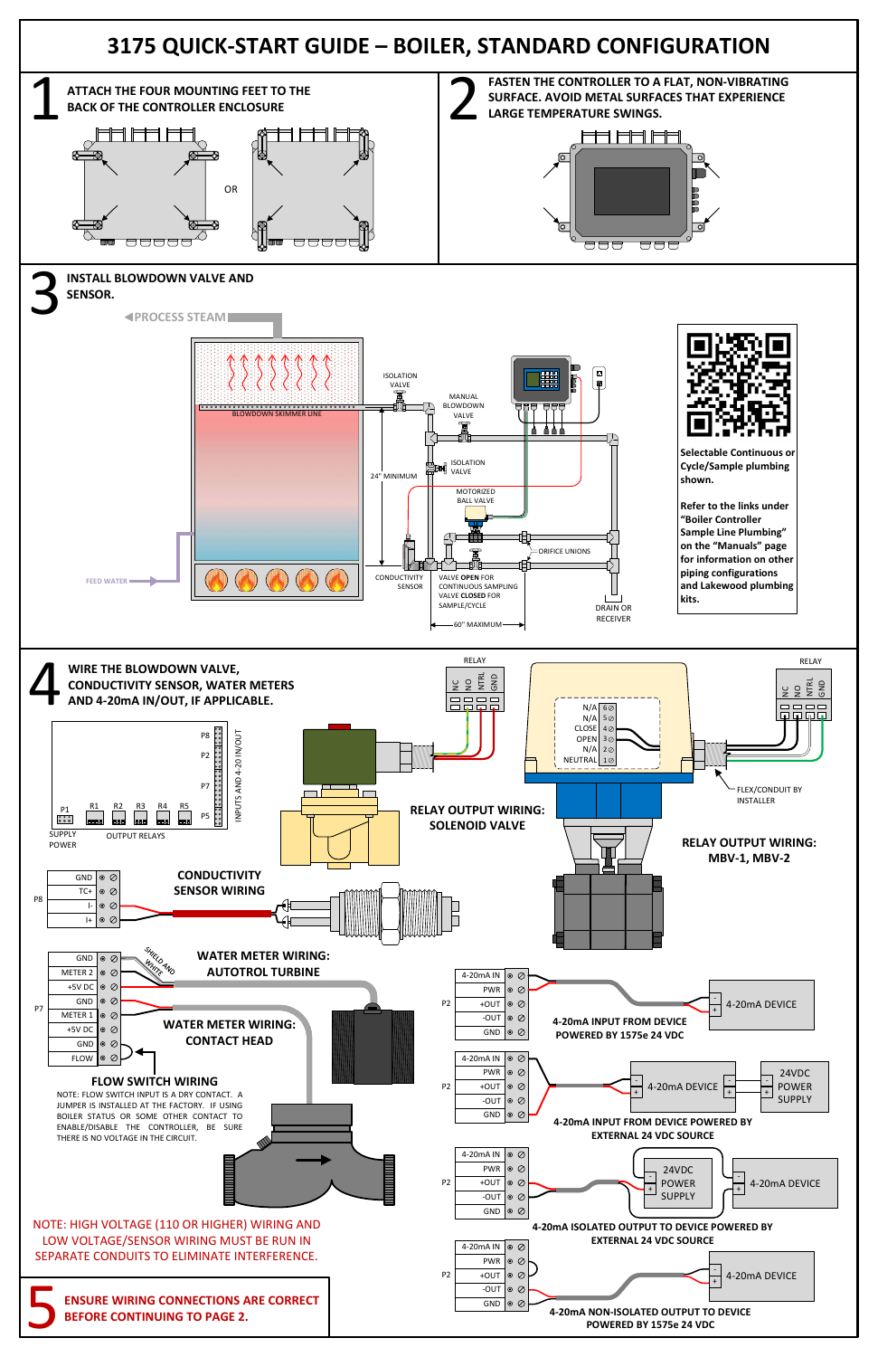# 3175 QUICK-START GUIDE – BOILER, STANDARD CONFIGURATION

## 1 ATTACH THE FOUR MOUNTING FEET TO THE BACK OF THE CONTROLLER ENCLOSURE

OR

## 2 FASTEN THE CONTROLLER TO A FLAT, NON-VIBRATING SURFACE. AVOID METAL SURFACES THAT EXPERIENCE LARGE TEMPERATURE SWINGS.

## 3 INSTALL BLOWDOWN VALVE AND SENSOR.

PROCESS STEAM

BLOWDOWN SKIMMER LINE

FEED WATER

ISOLATION VALVE

MANUAL BLOWDOWN VALVE

ISOLATION VALVE

24" MINIMUM

MOTORIZED BALL VALVE

ORIFICE UNIONS

CONDUCTIVITY SENSOR

VALVE **OPEN** FOR CONTINUOUS SAMPLING
VALVE **CLOSED** FOR SAMPLE/CYCLE

DRAIN OR RECEIVER

60" MAXIMUM

**Selectable Continuous or Cycle/Sample plumbing shown.**

**Refer to the links under "Boiler Controller Sample Line Plumbing" on the "Manuals" page for information on other piping configurations and Lakewood plumbing kits.**

## 4 WIRE THE BLOWDOWN VALVE, CONDUCTIVITY SENSOR, WATER METERS AND 4-20mA IN/OUT, IF APPLICABLE.

P8, P2, P7, P5, INPUTS AND 4-20 IN/OUT

P1 SUPPLY POWER; R1 R2 R3 R4 R5 OUTPUT RELAYS

RELAY: NC NO NTRL GND

**RELAY OUTPUT WIRING: SOLENOID VALVE**

N/A 6, N/A 5, CLOSE 4, OPEN 3, N/A 2, NEUTRAL 1

RELAY: NC NO NTRL GND

FLEX/CONDUIT BY INSTALLER

**RELAY OUTPUT WIRING: MBV-1, MBV-2**

**CONDUCTIVITY SENSOR WIRING**

P8: GND, TC+, I-, I+

**WATER METER WIRING: AUTOTROL TURBINE**

SHIELD AND WHITE

P7: GND, METER 2, +5V DC, GND, METER 1, +5V DC, GND, FLOW

**WATER METER WIRING: CONTACT HEAD**

**FLOW SWITCH WIRING**

NOTE: FLOW SWITCH INPUT IS A DRY CONTACT. A JUMPER IS INSTALLED AT THE FACTORY. IF USING BOILER STATUS OR SOME OTHER CONTACT TO ENABLE/DISABLE THE CONTROLLER, BE SURE THERE IS NO VOLTAGE IN THE CIRCUIT.

P2: 4-20mA IN, PWR, +OUT, -OUT, GND

**4-20mA INPUT FROM DEVICE POWERED BY 1575e 24 VDC**

**4-20mA INPUT FROM DEVICE POWERED BY EXTERNAL 24 VDC SOURCE**

**4-20mA ISOLATED OUTPUT TO DEVICE POWERED BY EXTERNAL 24 VDC SOURCE**

**4-20mA NON-ISOLATED OUTPUT TO DEVICE POWERED BY 1575e 24 VDC**

4-20mA DEVICE; 24VDC POWER SUPPLY

NOTE: HIGH VOLTAGE (110 OR HIGHER) WIRING AND LOW VOLTAGE/SENSOR WIRING MUST BE RUN IN SEPARATE CONDUITS TO ELIMINATE INTERFERENCE.

## 5 ENSURE WIRING CONNECTIONS ARE CORRECT BEFORE CONTINUING TO PAGE 2.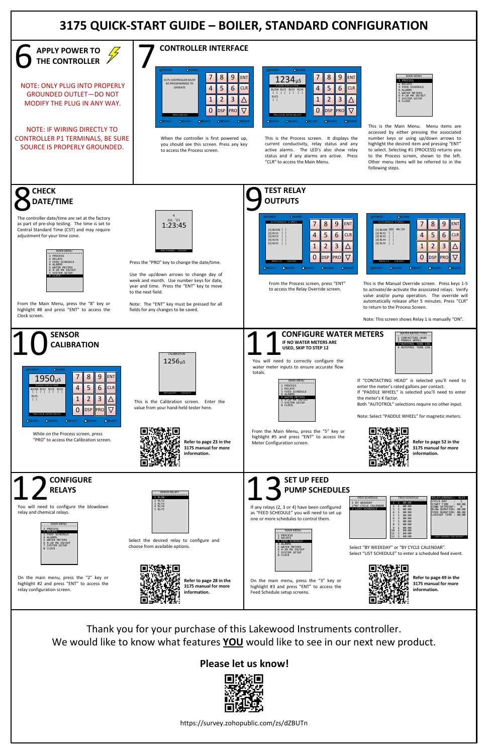# 3175 QUICK-START GUIDE – BOILER, STANDARD CONFIGURATION

## 6 APPLY POWER TO THE CONTROLLER

NOTE: ONLY PLUG INTO PROPERLY GROUNDED OUTLET—DO NOT MODIFY THE PLUG IN ANY WAY.

NOTE: IF WIRING DIRECTLY TO CONTROLLER P1 TERMINALS, BE SURE SOURCE IS PROPERLY GROUNDED.

## 7 CONTROLLER INTERFACE

When the controller is first powered up, you should see this screen. Press any key to access the Process screen.

This is the Process screen. It displays the current conductivity, relay status and any active alarms. The LED's also show relay status and if any alarms are active. Press "CLR" to access the Main Menu.

This is the Main Menu. Menu items are accessed by either pressing the associated number keys or using up/down arrows to highlight the desired item and pressing "ENT" to select. Selecting #1 (PROCESS) returns you to the Process screen, shown to the left. Other menu items will be referred to in the following steps.

## 8 CHECK DATE/TIME

The controller date/time are set at the factory as part of pre-ship testing. The time is set to Central Standard Time (CST) and may require adjustment for your time zone.

From the Main Menu, press the "8" key or highlight #8 and press "ENT" to access the Clock screen.

Press the "PRO" key to change the date/time.

Use the up/down arrows to change day of week and month. Use number keys for date, year and time. Press the "ENT" key to move to the next field.

Note: The "ENT" key must be pressed for all fields for any changes to be saved.

## 9 TEST RELAY OUTPUTS

From the Process screen, press "ENT" to access the Relay Override screen.

This is the Manual Override screen. Press keys 1-5 to activate/de-activate the associated relays. Verify valve and/or pump operation. The override will automatically release after 5 minutes. Press "CLR" to return to the Process Screen.

Note: This screen shows Relay 1 is manually "ON".

## 10 SENSOR CALIBRATION

While on the Process screen, press "PRO" to access the Calibration screen.

This is the Calibration screen. Enter the value from your hand-held tester here.

**Refer to page 23 in the 3175 manual for more information.**

## 11 CONFIGURE WATER METERS

**IF NO WATER METERS ARE USED, SKIP TO STEP 12**

You will need to correctly configure the water meter inputs to ensure accurate flow totals.

From the Main Menu, press the "5" key or highlight #5 and press "ENT" to access the Meter Configuration screen.

If "CONTACTING HEAD" is selected you'll need to enter the meter's rated gallons per contact.
If "PADDLE WHEEL" is selected you'll need to enter the meter's K factor.
Both "AUTOTROL" selections require no other input.

Note: Select "PADDLE WHEEL" for magnetic meters.

**Refer to page 52 in the 3175 manual for more information.**

## 12 CONFIGURE RELAYS

You will need to configure the blowdown relay and chemical relays.

On the main menu, press the "2" key or highlight #2 and press "ENT" to access the relay configuration screen.

Select the desired relay to configure and choose from available options.

**Refer to page 28 in the 3175 manual for more information.**

## 13 SET UP FEED PUMP SCHEDULES

If any relays (2, 3 or 4) have been configured as "FEED SCHEDULE" you will need to set up one or more schedules to control them.

On the main menu, press the "3" key or highlight #3 and press "ENT" to access the Feed Schedule setup screens.

Select "BY WEEKDAY" or "BY CYCLE CALENDAR".
Select "LIST SCHEDULE" to enter a scheduled feed event.

**Refer to page 49 in the 3175 manual for more information.**

---

Thank you for your purchase of this Lakewood Instruments controller.
We would like to know what features **YOU** would like to see in our next new product.

**Please let us know!**

https://survey.zohopublic.com/zs/dZBUTn